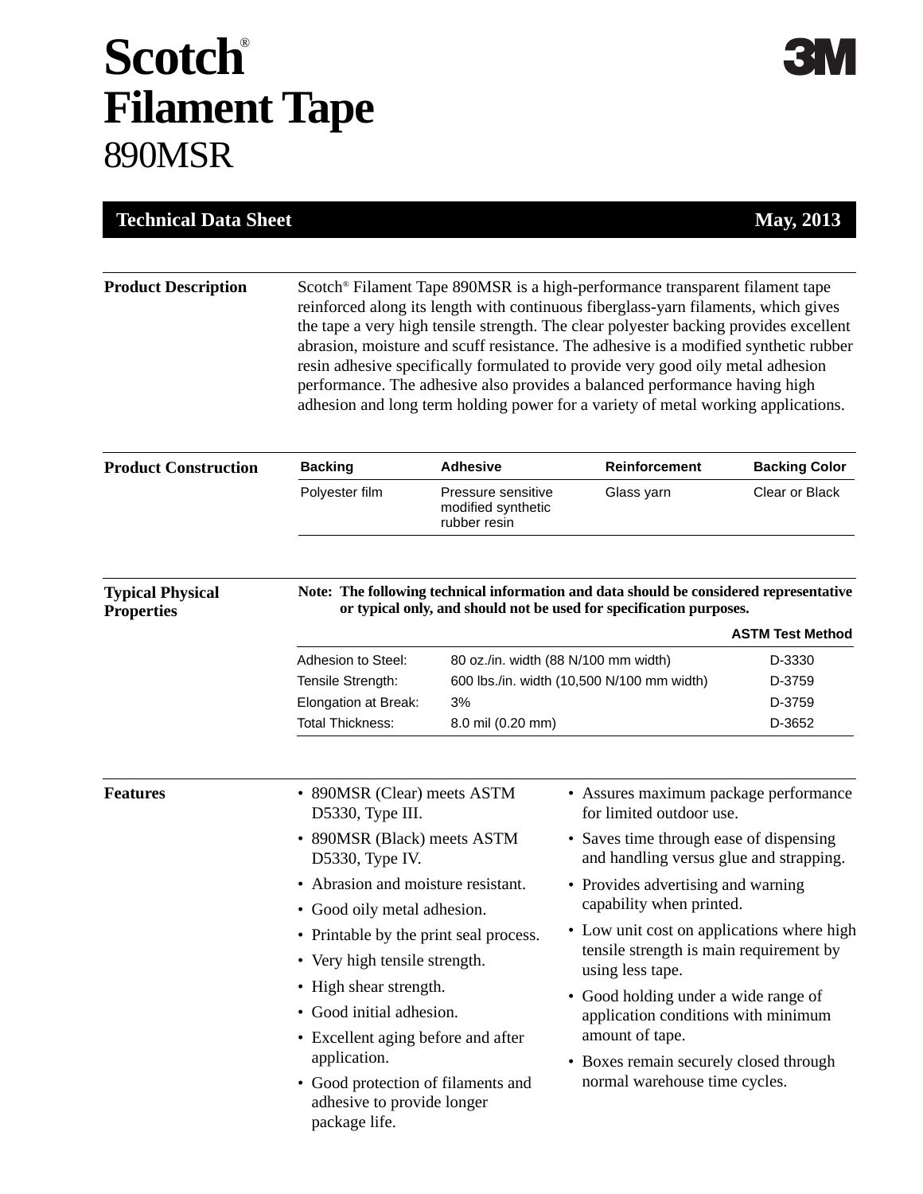# Scotch® Filament Tape

## 890MSR

**Technical Data Sheet** **May, 2013**

### Product Description

Scotch® Filament Tape 890MSR is a high-performance transparent filament tape reinforced along its length with continuous fiberglass-yarn filaments, which gives the tape a very high tensile strength. The clear polyester backing provides excellent abrasion, moisture and scuff resistance. The adhesive is a modified synthetic rubber resin adhesive specifically formulated to provide very good oily metal adhesion performance. The adhesive also provides a balanced performance having high adhesion and long term holding power for a variety of metal working applications.

### Product Construction

| Backing | Adhesive | Reinforcement | Backing Color |
|---|---|---|---|
| Polyester film | Pressure sensitive modified synthetic rubber resin | Glass yarn | Clear or Black |

### Typical Physical Properties

**Note: The following technical information and data should be considered representative or typical only, and should not be used for specification purposes.**

| | | ASTM Test Method |
|---|---|---|
| Adhesion to Steel: | 80 oz./in. width (88 N/100 mm width) | D-3330 |
| Tensile Strength: | 600 lbs./in. width (10,500 N/100 mm width) | D-3759 |
| Elongation at Break: | 3% | D-3759 |
| Total Thickness: | 8.0 mil (0.20 mm) | D-3652 |

### Features

- 890MSR (Clear) meets ASTM D5330, Type III.
- 890MSR (Black) meets ASTM D5330, Type IV.
- Abrasion and moisture resistant.
- Good oily metal adhesion.
- Printable by the print seal process.
- Very high tensile strength.
- High shear strength.
- Good initial adhesion.
- Excellent aging before and after application.
- Good protection of filaments and adhesive to provide longer package life.
- Assures maximum package performance for limited outdoor use.
- Saves time through ease of dispensing and handling versus glue and strapping.
- Provides advertising and warning capability when printed.
- Low unit cost on applications where high tensile strength is main requirement by using less tape.
- Good holding under a wide range of application conditions with minimum amount of tape.
- Boxes remain securely closed through normal warehouse time cycles.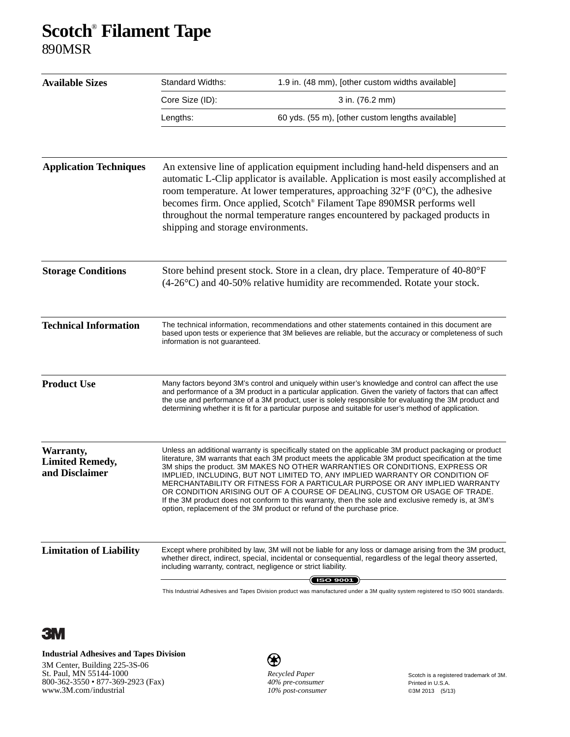# Scotch® Filament Tape

890MSR

## Available Sizes

| | |
|---|---|
| Standard Widths: | 1.9 in. (48 mm), [other custom widths available] |
| Core Size (ID): | 3 in. (76.2 mm) |
| Lengths: | 60 yds. (55 m), [other custom lengths available] |

## Application Techniques

An extensive line of application equipment including hand-held dispensers and an automatic L-Clip applicator is available. Application is most easily accomplished at room temperature. At lower temperatures, approaching 32°F (0°C), the adhesive becomes firm. Once applied, Scotch® Filament Tape 890MSR performs well throughout the normal temperature ranges encountered by packaged products in shipping and storage environments.

## Storage Conditions

Store behind present stock. Store in a clean, dry place. Temperature of 40-80°F (4-26°C) and 40-50% relative humidity are recommended. Rotate your stock.

## Technical Information

The technical information, recommendations and other statements contained in this document are based upon tests or experience that 3M believes are reliable, but the accuracy or completeness of such information is not guaranteed.

## Product Use

Many factors beyond 3M's control and uniquely within user's knowledge and control can affect the use and performance of a 3M product in a particular application. Given the variety of factors that can affect the use and performance of a 3M product, user is solely responsible for evaluating the 3M product and determining whether it is fit for a particular purpose and suitable for user's method of application.

## Warranty, Limited Remedy, and Disclaimer

Unless an additional warranty is specifically stated on the applicable 3M product packaging or product literature, 3M warrants that each 3M product meets the applicable 3M product specification at the time 3M ships the product. 3M MAKES NO OTHER WARRANTIES OR CONDITIONS, EXPRESS OR IMPLIED, INCLUDING, BUT NOT LIMITED TO, ANY IMPLIED WARRANTY OR CONDITION OF MERCHANTABILITY OR FITNESS FOR A PARTICULAR PURPOSE OR ANY IMPLIED WARRANTY OR CONDITION ARISING OUT OF A COURSE OF DEALING, CUSTOM OR USAGE OF TRADE. If the 3M product does not conform to this warranty, then the sole and exclusive remedy is, at 3M's option, replacement of the 3M product or refund of the purchase price.

## Limitation of Liability

Except where prohibited by law, 3M will not be liable for any loss or damage arising from the 3M product, whether direct, indirect, special, incidental or consequential, regardless of the legal theory asserted, including warranty, contract, negligence or strict liability.

ISO 9001

This Industrial Adhesives and Tapes Division product was manufactured under a 3M quality system registered to ISO 9001 standards.

3M

**Industrial Adhesives and Tapes Division**

3M Center, Building 225-3S-06
St. Paul, MN 55144-1000
800-362-3550 • 877-369-2923 (Fax)
www.3M.com/industrial

*Recycled Paper*
*40% pre-consumer*
*10% post-consumer*

Scotch is a registered trademark of 3M.
Printed in U.S.A.
©3M 2013 (5/13)